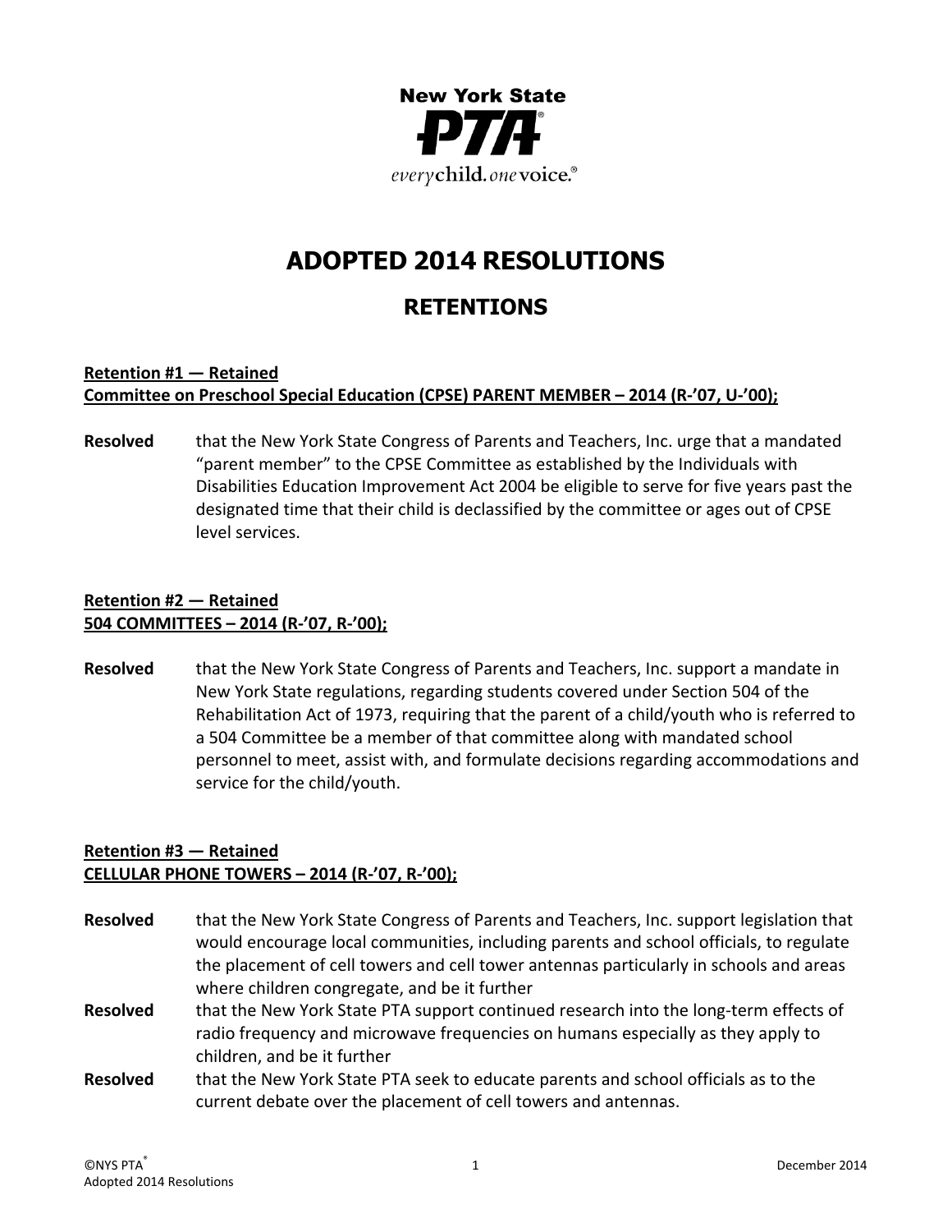New York State PTA

*every*child. *one*voice.®

# ADOPTED 2014 RESOLUTIONS

## RETENTIONS

**Retention #1 — Retained**
**Committee on Preschool Special Education (CPSE) PARENT MEMBER – 2014 (R-'07, U-'00);**

**Resolved** that the New York State Congress of Parents and Teachers, Inc. urge that a mandated "parent member" to the CPSE Committee as established by the Individuals with Disabilities Education Improvement Act 2004 be eligible to serve for five years past the designated time that their child is declassified by the committee or ages out of CPSE level services.

**Retention #2 — Retained**
**504 COMMITTEES – 2014 (R-'07, R-'00);**

**Resolved** that the New York State Congress of Parents and Teachers, Inc. support a mandate in New York State regulations, regarding students covered under Section 504 of the Rehabilitation Act of 1973, requiring that the parent of a child/youth who is referred to a 504 Committee be a member of that committee along with mandated school personnel to meet, assist with, and formulate decisions regarding accommodations and service for the child/youth.

**Retention #3 — Retained**
**CELLULAR PHONE TOWERS – 2014 (R-'07, R-'00);**

**Resolved** that the New York State Congress of Parents and Teachers, Inc. support legislation that would encourage local communities, including parents and school officials, to regulate the placement of cell towers and cell tower antennas particularly in schools and areas where children congregate, and be it further

**Resolved** that the New York State PTA support continued research into the long-term effects of radio frequency and microwave frequencies on humans especially as they apply to children, and be it further

**Resolved** that the New York State PTA seek to educate parents and school officials as to the current debate over the placement of cell towers and antennas.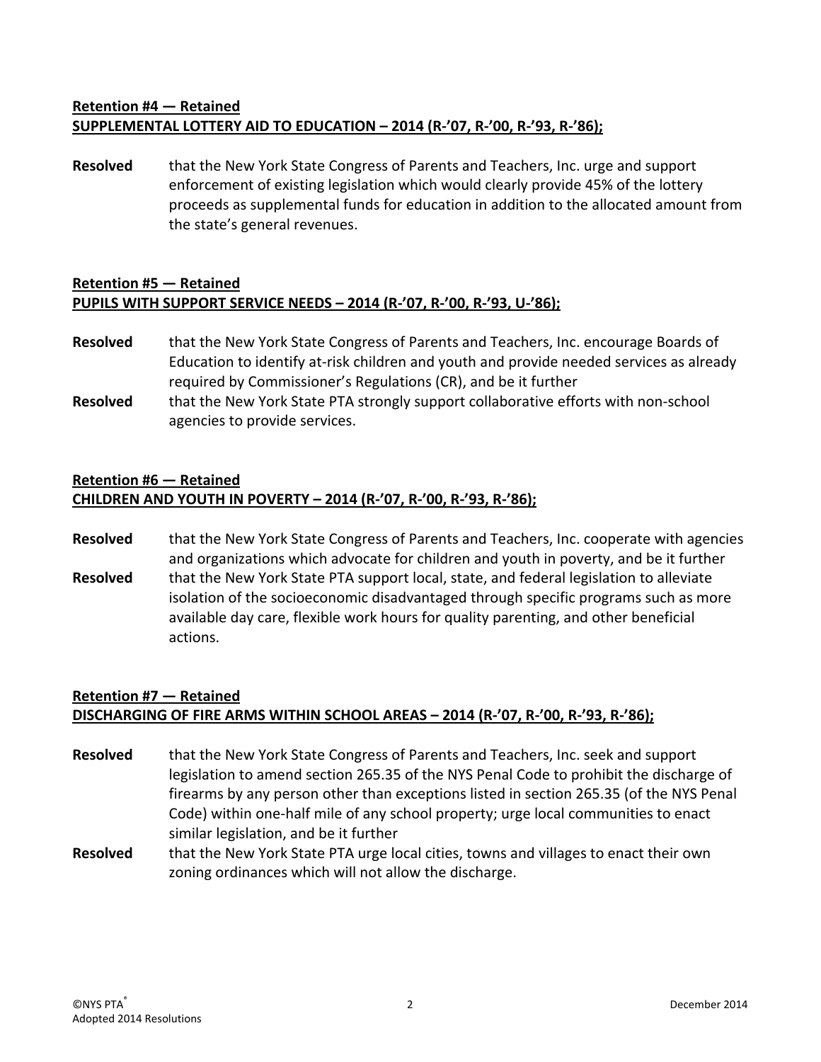**Retention #4 — Retained**
**SUPPLEMENTAL LOTTERY AID TO EDUCATION – 2014 (R-'07, R-'00, R-'93, R-'86);**

**Resolved** that the New York State Congress of Parents and Teachers, Inc. urge and support enforcement of existing legislation which would clearly provide 45% of the lottery proceeds as supplemental funds for education in addition to the allocated amount from the state's general revenues.

**Retention #5 — Retained**
**PUPILS WITH SUPPORT SERVICE NEEDS – 2014 (R-'07, R-'00, R-'93, U-'86);**

**Resolved** that the New York State Congress of Parents and Teachers, Inc. encourage Boards of Education to identify at-risk children and youth and provide needed services as already required by Commissioner's Regulations (CR), and be it further

**Resolved** that the New York State PTA strongly support collaborative efforts with non-school agencies to provide services.

**Retention #6 — Retained**
**CHILDREN AND YOUTH IN POVERTY – 2014 (R-'07, R-'00, R-'93, R-'86);**

**Resolved** that the New York State Congress of Parents and Teachers, Inc. cooperate with agencies and organizations which advocate for children and youth in poverty, and be it further

**Resolved** that the New York State PTA support local, state, and federal legislation to alleviate isolation of the socioeconomic disadvantaged through specific programs such as more available day care, flexible work hours for quality parenting, and other beneficial actions.

**Retention #7 — Retained**
**DISCHARGING OF FIRE ARMS WITHIN SCHOOL AREAS – 2014 (R-'07, R-'00, R-'93, R-'86);**

**Resolved** that the New York State Congress of Parents and Teachers, Inc. seek and support legislation to amend section 265.35 of the NYS Penal Code to prohibit the discharge of firearms by any person other than exceptions listed in section 265.35 (of the NYS Penal Code) within one-half mile of any school property; urge local communities to enact similar legislation, and be it further

**Resolved** that the New York State PTA urge local cities, towns and villages to enact their own zoning ordinances which will not allow the discharge.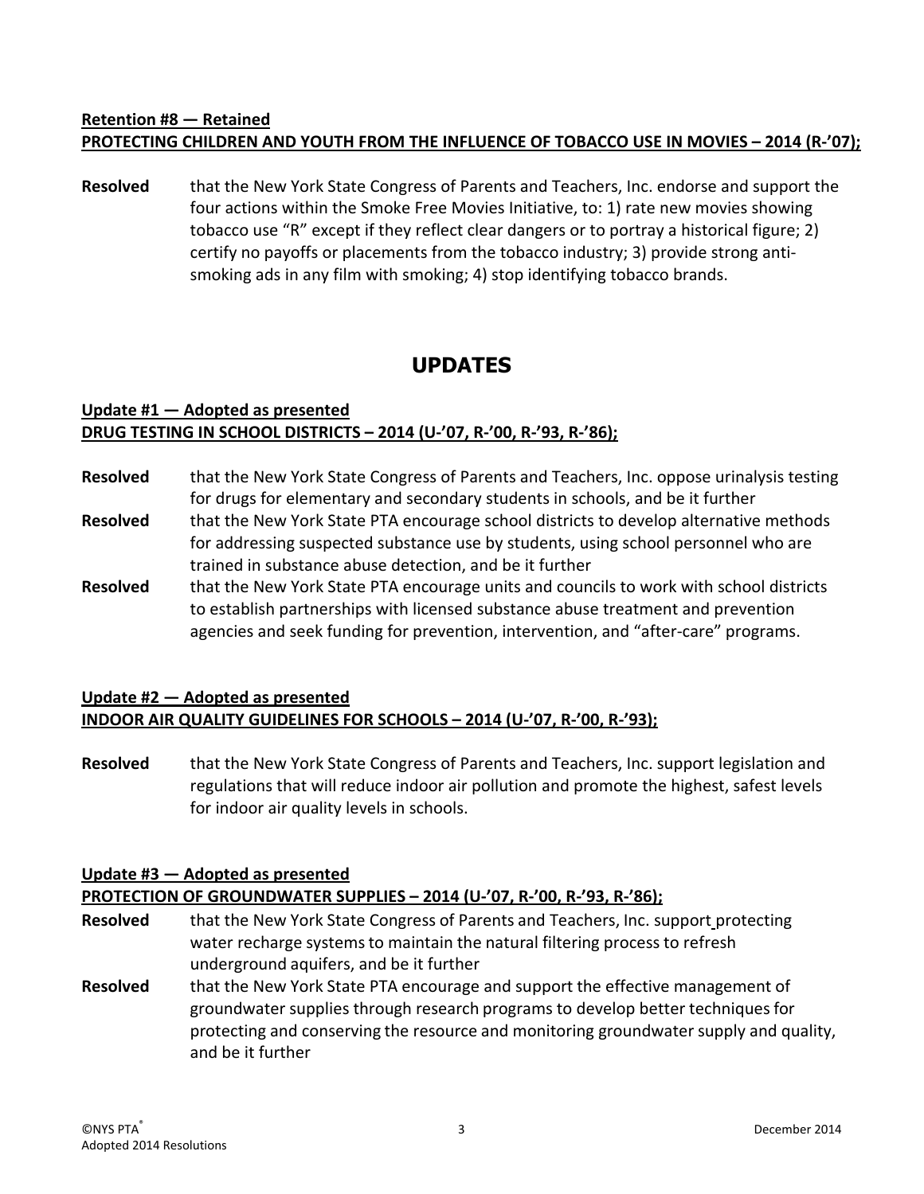**Retention #8 — Retained**
**PROTECTING CHILDREN AND YOUTH FROM THE INFLUENCE OF TOBACCO USE IN MOVIES – 2014 (R-'07);**

**Resolved** that the New York State Congress of Parents and Teachers, Inc. endorse and support the four actions within the Smoke Free Movies Initiative, to: 1) rate new movies showing tobacco use "R" except if they reflect clear dangers or to portray a historical figure; 2) certify no payoffs or placements from the tobacco industry; 3) provide strong anti-smoking ads in any film with smoking; 4) stop identifying tobacco brands.

## UPDATES

**Update #1 — Adopted as presented**
**DRUG TESTING IN SCHOOL DISTRICTS – 2014 (U-'07, R-'00, R-'93, R-'86);**

**Resolved** that the New York State Congress of Parents and Teachers, Inc. oppose urinalysis testing for drugs for elementary and secondary students in schools, and be it further

**Resolved** that the New York State PTA encourage school districts to develop alternative methods for addressing suspected substance use by students, using school personnel who are trained in substance abuse detection, and be it further

**Resolved** that the New York State PTA encourage units and councils to work with school districts to establish partnerships with licensed substance abuse treatment and prevention agencies and seek funding for prevention, intervention, and "after-care" programs.

**Update #2 — Adopted as presented**
**INDOOR AIR QUALITY GUIDELINES FOR SCHOOLS – 2014 (U-'07, R-'00, R-'93);**

**Resolved** that the New York State Congress of Parents and Teachers, Inc. support legislation and regulations that will reduce indoor air pollution and promote the highest, safest levels for indoor air quality levels in schools.

**Update #3 — Adopted as presented**
**PROTECTION OF GROUNDWATER SUPPLIES – 2014 (U-'07, R-'00, R-'93, R-'86);**

**Resolved** that the New York State Congress of Parents and Teachers, Inc. support protecting water recharge systems to maintain the natural filtering process to refresh underground aquifers, and be it further

**Resolved** that the New York State PTA encourage and support the effective management of groundwater supplies through research programs to develop better techniques for protecting and conserving the resource and monitoring groundwater supply and quality, and be it further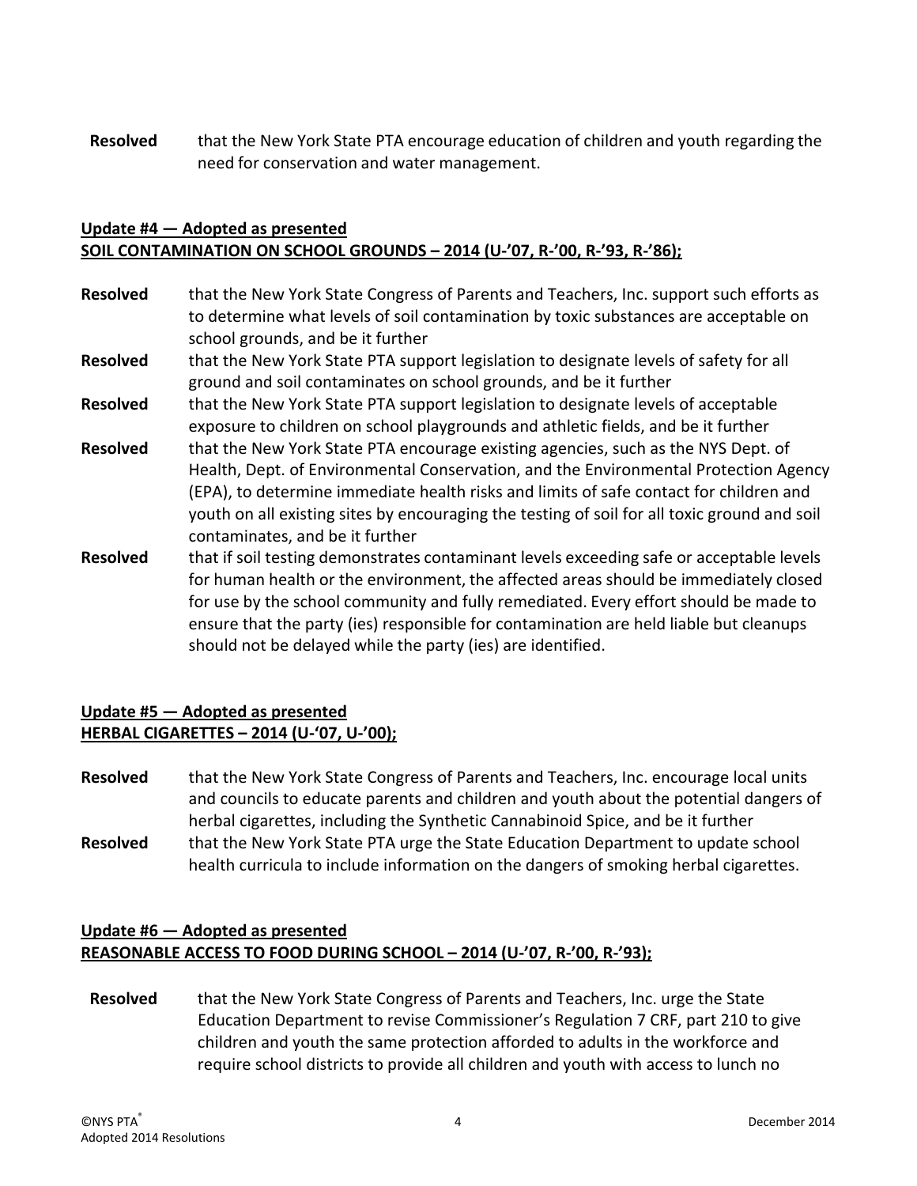**Resolved** that the New York State PTA encourage education of children and youth regarding the need for conservation and water management.

**Update #4 — Adopted as presented**
**SOIL CONTAMINATION ON SCHOOL GROUNDS – 2014 (U-'07, R-'00, R-'93, R-'86);**

**Resolved** that the New York State Congress of Parents and Teachers, Inc. support such efforts as to determine what levels of soil contamination by toxic substances are acceptable on school grounds, and be it further

**Resolved** that the New York State PTA support legislation to designate levels of safety for all ground and soil contaminates on school grounds, and be it further

**Resolved** that the New York State PTA support legislation to designate levels of acceptable exposure to children on school playgrounds and athletic fields, and be it further

**Resolved** that the New York State PTA encourage existing agencies, such as the NYS Dept. of Health, Dept. of Environmental Conservation, and the Environmental Protection Agency (EPA), to determine immediate health risks and limits of safe contact for children and youth on all existing sites by encouraging the testing of soil for all toxic ground and soil contaminates, and be it further

**Resolved** that if soil testing demonstrates contaminant levels exceeding safe or acceptable levels for human health or the environment, the affected areas should be immediately closed for use by the school community and fully remediated. Every effort should be made to ensure that the party (ies) responsible for contamination are held liable but cleanups should not be delayed while the party (ies) are identified.

**Update #5 — Adopted as presented**
**HERBAL CIGARETTES – 2014 (U-'07, U-'00);**

**Resolved** that the New York State Congress of Parents and Teachers, Inc. encourage local units and councils to educate parents and children and youth about the potential dangers of herbal cigarettes, including the Synthetic Cannabinoid Spice, and be it further

**Resolved** that the New York State PTA urge the State Education Department to update school health curricula to include information on the dangers of smoking herbal cigarettes.

**Update #6 — Adopted as presented**
**REASONABLE ACCESS TO FOOD DURING SCHOOL – 2014 (U-'07, R-'00, R-'93);**

**Resolved** that the New York State Congress of Parents and Teachers, Inc. urge the State Education Department to revise Commissioner's Regulation 7 CRF, part 210 to give children and youth the same protection afforded to adults in the workforce and require school districts to provide all children and youth with access to lunch no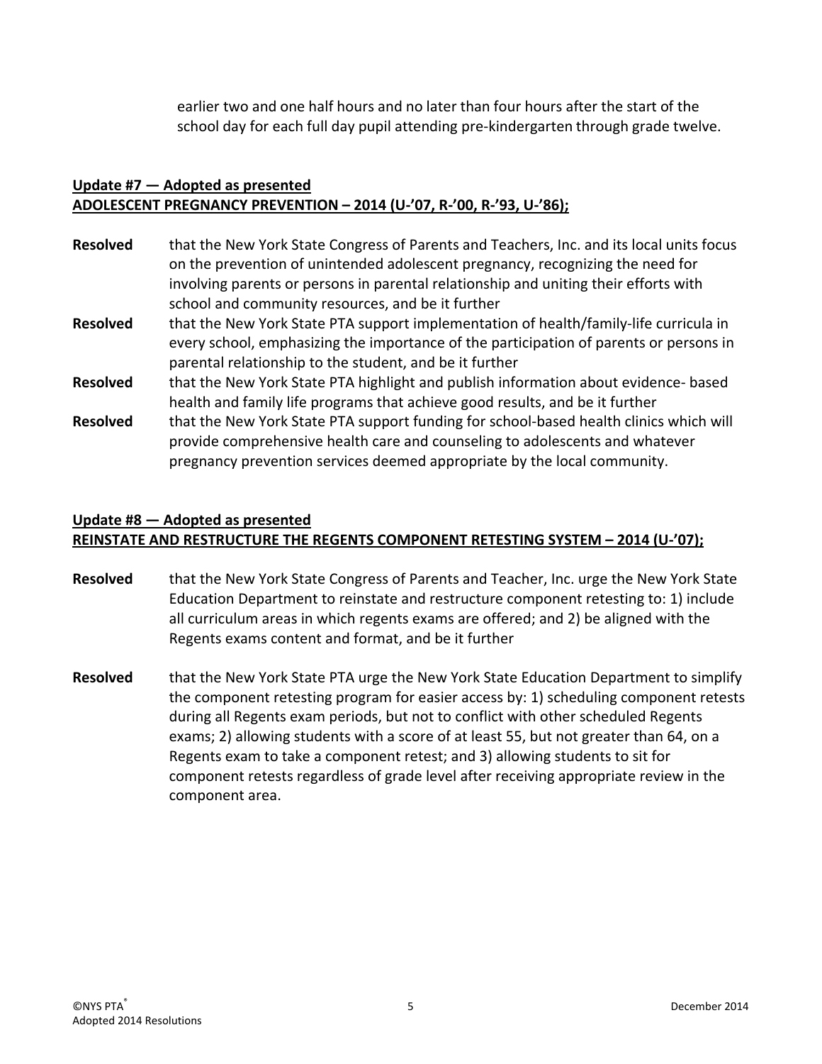earlier two and one half hours and no later than four hours after the start of the school day for each full day pupil attending pre-kindergarten through grade twelve.

**Update #7 — Adopted as presented**
**ADOLESCENT PREGNANCY PREVENTION – 2014 (U-'07, R-'00, R-'93, U-'86);**

**Resolved** that the New York State Congress of Parents and Teachers, Inc. and its local units focus on the prevention of unintended adolescent pregnancy, recognizing the need for involving parents or persons in parental relationship and uniting their efforts with school and community resources, and be it further

**Resolved** that the New York State PTA support implementation of health/family-life curricula in every school, emphasizing the importance of the participation of parents or persons in parental relationship to the student, and be it further

**Resolved** that the New York State PTA highlight and publish information about evidence- based health and family life programs that achieve good results, and be it further

**Resolved** that the New York State PTA support funding for school-based health clinics which will provide comprehensive health care and counseling to adolescents and whatever pregnancy prevention services deemed appropriate by the local community.

**Update #8 — Adopted as presented**
**REINSTATE AND RESTRUCTURE THE REGENTS COMPONENT RETESTING SYSTEM – 2014 (U-'07);**

**Resolved** that the New York State Congress of Parents and Teacher, Inc. urge the New York State Education Department to reinstate and restructure component retesting to: 1) include all curriculum areas in which regents exams are offered; and 2) be aligned with the Regents exams content and format, and be it further

**Resolved** that the New York State PTA urge the New York State Education Department to simplify the component retesting program for easier access by: 1) scheduling component retests during all Regents exam periods, but not to conflict with other scheduled Regents exams; 2) allowing students with a score of at least 55, but not greater than 64, on a Regents exam to take a component retest; and 3) allowing students to sit for component retests regardless of grade level after receiving appropriate review in the component area.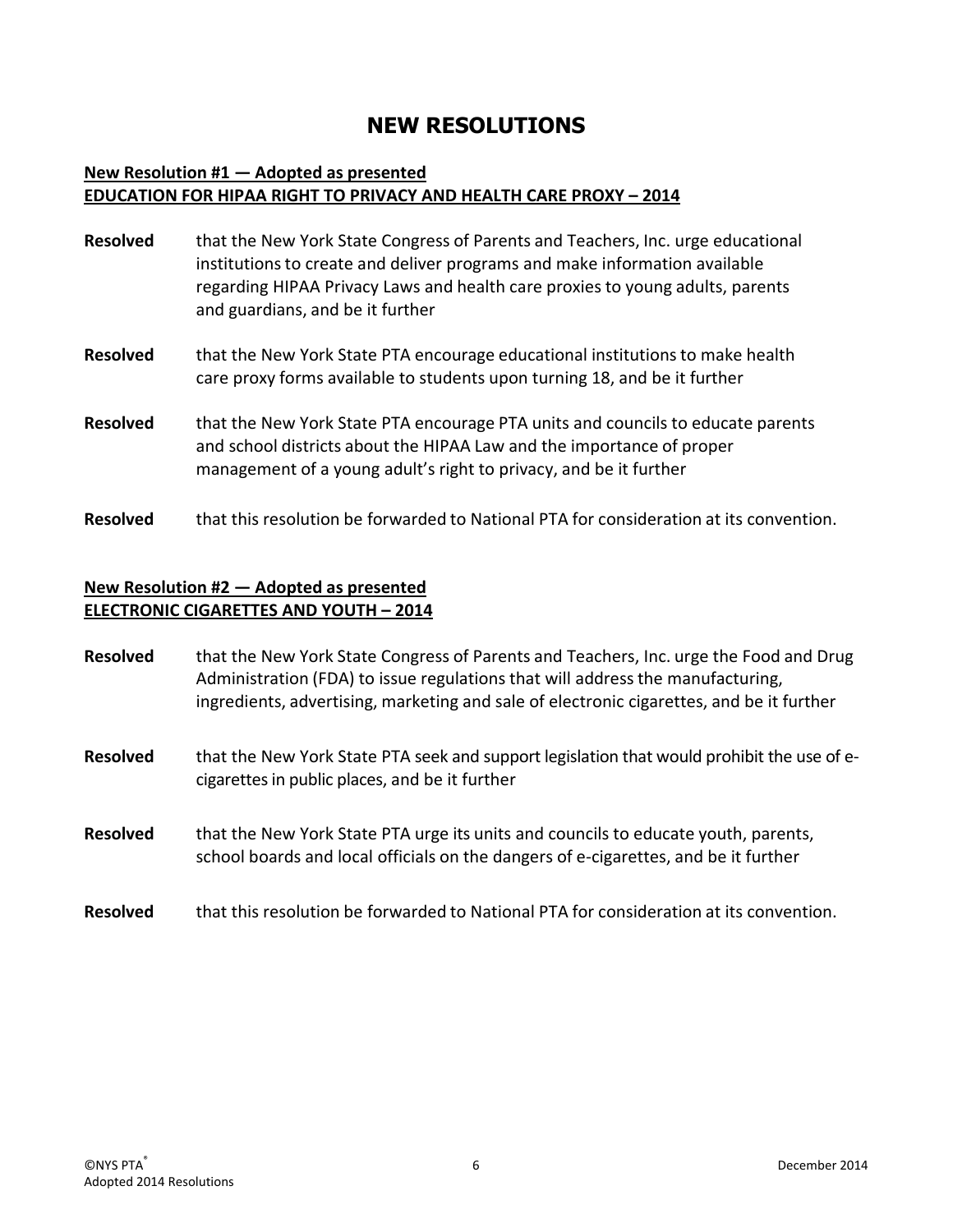# NEW RESOLUTIONS

**New Resolution #1 — Adopted as presented**
**EDUCATION FOR HIPAA RIGHT TO PRIVACY AND HEALTH CARE PROXY – 2014**

**Resolved** that the New York State Congress of Parents and Teachers, Inc. urge educational institutions to create and deliver programs and make information available regarding HIPAA Privacy Laws and health care proxies to young adults, parents and guardians, and be it further

**Resolved** that the New York State PTA encourage educational institutions to make health care proxy forms available to students upon turning 18, and be it further

**Resolved** that the New York State PTA encourage PTA units and councils to educate parents and school districts about the HIPAA Law and the importance of proper management of a young adult's right to privacy, and be it further

**Resolved** that this resolution be forwarded to National PTA for consideration at its convention.

**New Resolution #2 — Adopted as presented**
**ELECTRONIC CIGARETTES AND YOUTH – 2014**

**Resolved** that the New York State Congress of Parents and Teachers, Inc. urge the Food and Drug Administration (FDA) to issue regulations that will address the manufacturing, ingredients, advertising, marketing and sale of electronic cigarettes, and be it further

**Resolved** that the New York State PTA seek and support legislation that would prohibit the use of e-cigarettes in public places, and be it further

**Resolved** that the New York State PTA urge its units and councils to educate youth, parents, school boards and local officials on the dangers of e-cigarettes, and be it further

**Resolved** that this resolution be forwarded to National PTA for consideration at its convention.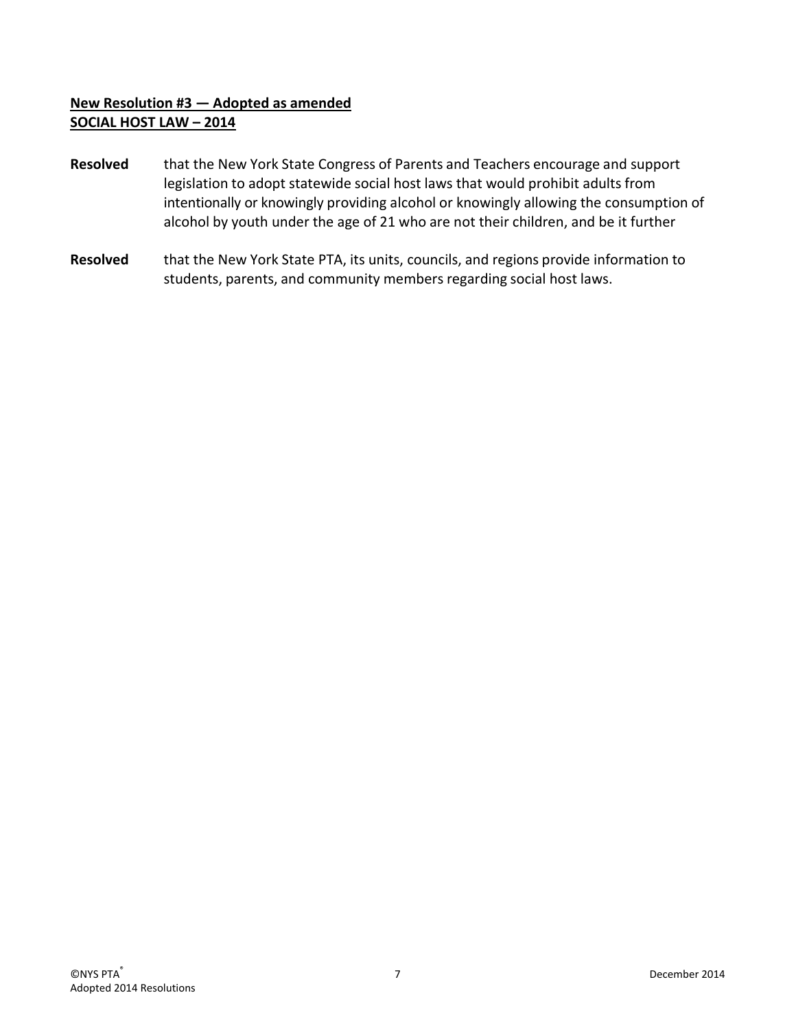**New Resolution #3 — Adopted as amended**
**SOCIAL HOST LAW – 2014**

**Resolved** that the New York State Congress of Parents and Teachers encourage and support legislation to adopt statewide social host laws that would prohibit adults from intentionally or knowingly providing alcohol or knowingly allowing the consumption of alcohol by youth under the age of 21 who are not their children, and be it further

**Resolved** that the New York State PTA, its units, councils, and regions provide information to students, parents, and community members regarding social host laws.